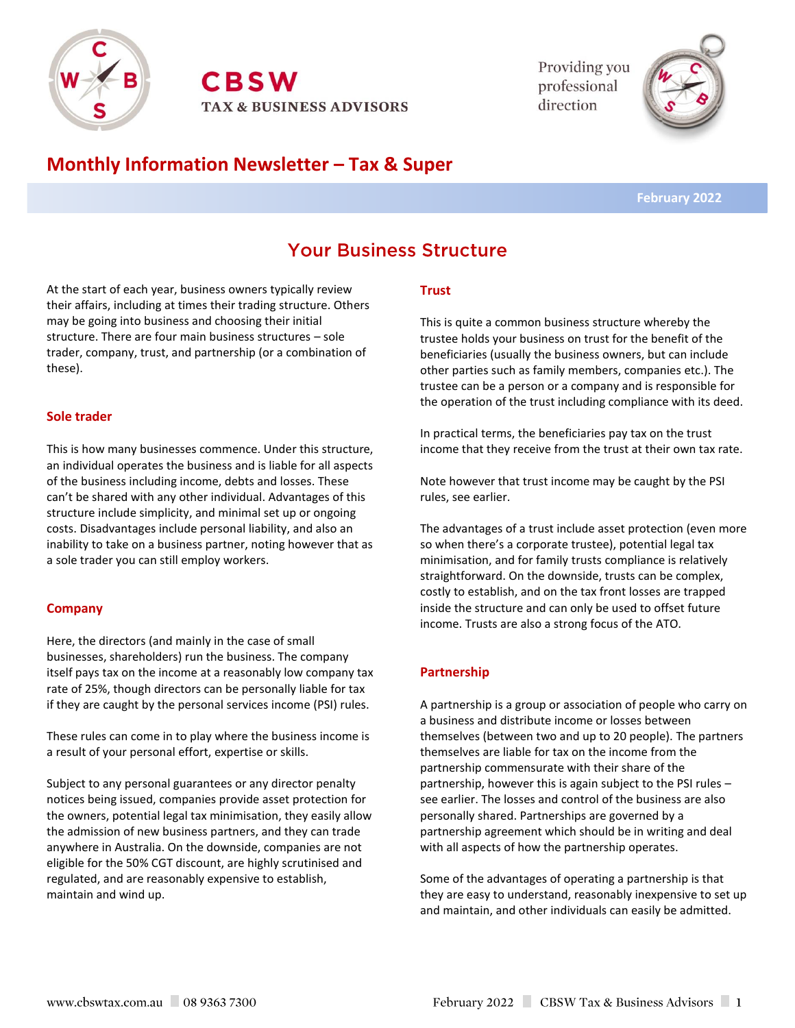# CBSW TAX & BUSINESS ADVISORS

Providing you professional direction

## Monthly Information Newsletter – Tax & Super

February 2022

## Your Business Structure

At the start of each year, business owners typically review their affairs, including at times their trading structure. Others may be going into business and choosing their initial structure. There are four main business structures – sole trader, company, trust, and partnership (or a combination of these).

### Sole trader

This is how many businesses commence. Under this structure, an individual operates the business and is liable for all aspects of the business including income, debts and losses. These can't be shared with any other individual. Advantages of this structure include simplicity, and minimal set up or ongoing costs. Disadvantages include personal liability, and also an inability to take on a business partner, noting however that as a sole trader you can still employ workers.

### Company

Here, the directors (and mainly in the case of small businesses, shareholders) run the business. The company itself pays tax on the income at a reasonably low company tax rate of 25%, though directors can be personally liable for tax if they are caught by the personal services income (PSI) rules.

These rules can come in to play where the business income is a result of your personal effort, expertise or skills.

Subject to any personal guarantees or any director penalty notices being issued, companies provide asset protection for the owners, potential legal tax minimisation, they easily allow the admission of new business partners, and they can trade anywhere in Australia. On the downside, companies are not eligible for the 50% CGT discount, are highly scrutinised and regulated, and are reasonably expensive to establish, maintain and wind up.

### Trust

This is quite a common business structure whereby the trustee holds your business on trust for the benefit of the beneficiaries (usually the business owners, but can include other parties such as family members, companies etc.). The trustee can be a person or a company and is responsible for the operation of the trust including compliance with its deed.

In practical terms, the beneficiaries pay tax on the trust income that they receive from the trust at their own tax rate.

Note however that trust income may be caught by the PSI rules, see earlier.

The advantages of a trust include asset protection (even more so when there's a corporate trustee), potential legal tax minimisation, and for family trusts compliance is relatively straightforward. On the downside, trusts can be complex, costly to establish, and on the tax front losses are trapped inside the structure and can only be used to offset future income. Trusts are also a strong focus of the ATO.

### Partnership

A partnership is a group or association of people who carry on a business and distribute income or losses between themselves (between two and up to 20 people). The partners themselves are liable for tax on the income from the partnership commensurate with their share of the partnership, however this is again subject to the PSI rules – see earlier. The losses and control of the business are also personally shared. Partnerships are governed by a partnership agreement which should be in writing and deal with all aspects of how the partnership operates.

Some of the advantages of operating a partnership is that they are easy to understand, reasonably inexpensive to set up and maintain, and other individuals can easily be admitted.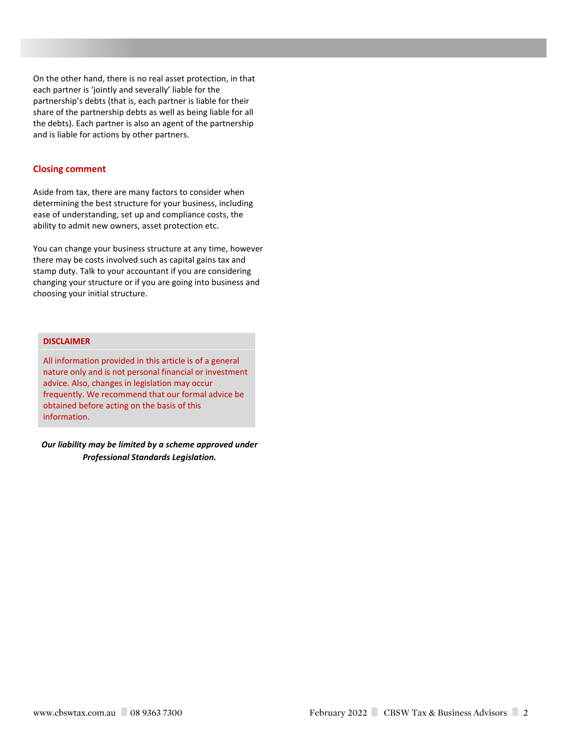On the other hand, there is no real asset protection, in that each partner is 'jointly and severally' liable for the partnership's debts (that is, each partner is liable for their share of the partnership debts as well as being liable for all the debts). Each partner is also an agent of the partnership and is liable for actions by other partners.

## Closing comment

Aside from tax, there are many factors to consider when determining the best structure for your business, including ease of understanding, set up and compliance costs, the ability to admit new owners, asset protection etc.

You can change your business structure at any time, however there may be costs involved such as capital gains tax and stamp duty. Talk to your accountant if you are considering changing your structure or if you are going into business and choosing your initial structure.

**DISCLAIMER**

All information provided in this article is of a general nature only and is not personal financial or investment advice. Also, changes in legislation may occur frequently. We recommend that our formal advice be obtained before acting on the basis of this information.

***Our liability may be limited by a scheme approved under Professional Standards Legislation.***